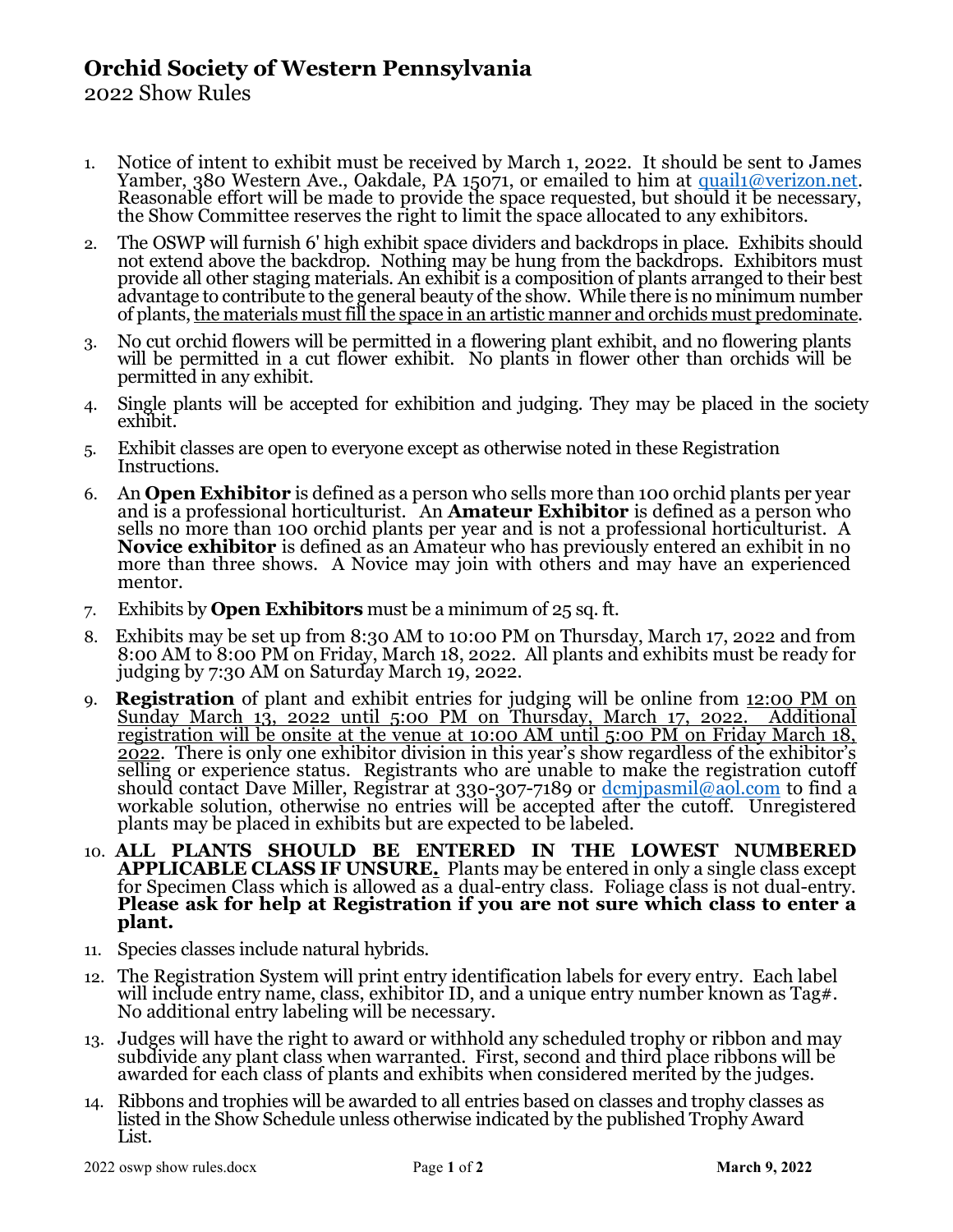# Orchid Society of Western Pennsylvania

2022 Show Rules

1. Notice of intent to exhibit must be received by March 1, 2022. It should be sent to James Yamber, 380 Western Ave., Oakdale, PA 15071, or emailed to him at quail1@verizon.net. Reasonable effort will be made to provide the space requested, but should it be necessary, the Show Committee reserves the right to limit the space allocated to any exhibitors.
2. The OSWP will furnish 6' high exhibit space dividers and backdrops in place. Exhibits should not extend above the backdrop. Nothing may be hung from the backdrops. Exhibitors must provide all other staging materials. An exhibit is a composition of plants arranged to their best advantage to contribute to the general beauty of the show. While there is no minimum number of plants, <u>the materials must fill the space in an artistic manner and orchids must predominate</u>.
3. No cut orchid flowers will be permitted in a flowering plant exhibit, and no flowering plants will be permitted in a cut flower exhibit. No plants in flower other than orchids will be permitted in any exhibit.
4. Single plants will be accepted for exhibition and judging. They may be placed in the society exhibit.
5. Exhibit classes are open to everyone except as otherwise noted in these Registration Instructions.
6. An **Open Exhibitor** is defined as a person who sells more than 100 orchid plants per year and is a professional horticulturist. An **Amateur Exhibitor** is defined as a person who sells no more than 100 orchid plants per year and is not a professional horticulturist. A **Novice exhibitor** is defined as an Amateur who has previously entered an exhibit in no more than three shows. A Novice may join with others and may have an experienced mentor.
7. Exhibits by **Open Exhibitors** must be a minimum of 25 sq. ft.
8. Exhibits may be set up from 8:30 AM to 10:00 PM on Thursday, March 17, 2022 and from 8:00 AM to 8:00 PM on Friday, March 18, 2022. All plants and exhibits must be ready for judging by 7:30 AM on Saturday March 19, 2022.
9. **Registration** of plant and exhibit entries for judging will be online from <u>12:00 PM on Sunday March 13, 2022 until 5:00 PM on Thursday, March 17, 2022. Additional registration will be onsite at the venue at 10:00 AM until 5:00 PM on Friday March 18, 2022</u>. There is only one exhibitor division in this year's show regardless of the exhibitor's selling or experience status. Registrants who are unable to make the registration cutoff should contact Dave Miller, Registrar at 330-307-7189 or dcmjpasmil@aol.com to find a workable solution, otherwise no entries will be accepted after the cutoff. Unregistered plants may be placed in exhibits but are expected to be labeled.
10. **ALL PLANTS SHOULD BE ENTERED IN THE LOWEST NUMBERED APPLICABLE CLASS IF UNSURE.** Plants may be entered in only a single class except for Specimen Class which is allowed as a dual-entry class. Foliage class is not dual-entry. **Please ask for help at Registration if you are not sure which class to enter a plant.**
11. Species classes include natural hybrids.
12. The Registration System will print entry identification labels for every entry. Each label will include entry name, class, exhibitor ID, and a unique entry number known as Tag#. No additional entry labeling will be necessary.
13. Judges will have the right to award or withhold any scheduled trophy or ribbon and may subdivide any plant class when warranted. First, second and third place ribbons will be awarded for each class of plants and exhibits when considered merited by the judges.
14. Ribbons and trophies will be awarded to all entries based on classes and trophy classes as listed in the Show Schedule unless otherwise indicated by the published Trophy Award List.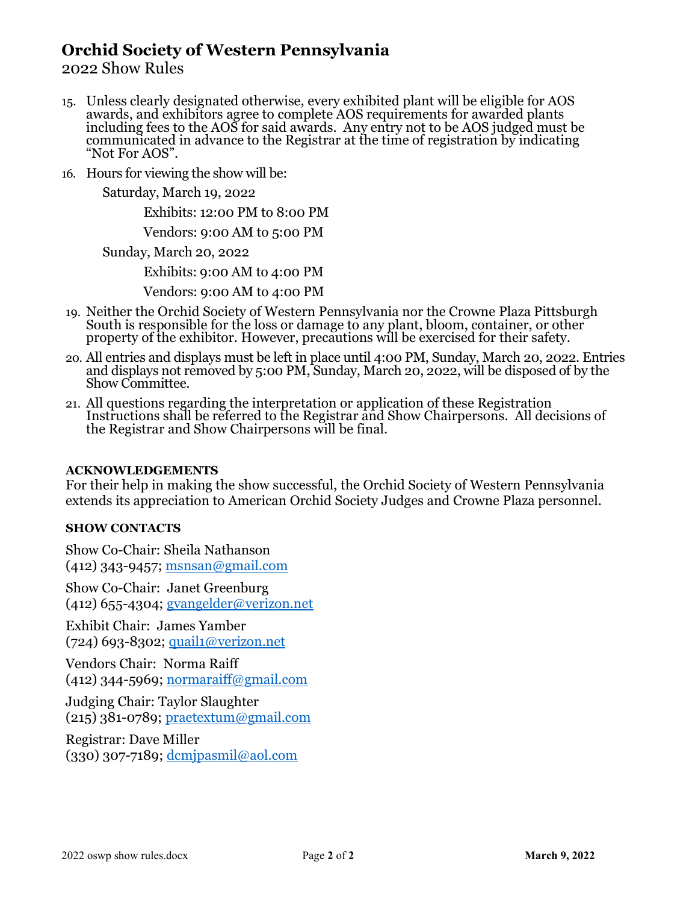# Orchid Society of Western Pennsylvania

2022 Show Rules

15. Unless clearly designated otherwise, every exhibited plant will be eligible for AOS awards, and exhibitors agree to complete AOS requirements for awarded plants including fees to the AOS for said awards. Any entry not to be AOS judged must be communicated in advance to the Registrar at the time of registration by indicating "Not For AOS".
16. Hours for viewing the show will be:

    Saturday, March 19, 2022

    Exhibits: 12:00 PM to 8:00 PM

    Vendors: 9:00 AM to 5:00 PM

    Sunday, March 20, 2022

    Exhibits: 9:00 AM to 4:00 PM

    Vendors: 9:00 AM to 4:00 PM

19. Neither the Orchid Society of Western Pennsylvania nor the Crowne Plaza Pittsburgh South is responsible for the loss or damage to any plant, bloom, container, or other property of the exhibitor. However, precautions will be exercised for their safety.
20. All entries and displays must be left in place until 4:00 PM, Sunday, March 20, 2022. Entries and displays not removed by 5:00 PM, Sunday, March 20, 2022, will be disposed of by the Show Committee.
21. All questions regarding the interpretation or application of these Registration Instructions shall be referred to the Registrar and Show Chairpersons. All decisions of the Registrar and Show Chairpersons will be final.

**ACKNOWLEDGEMENTS**

For their help in making the show successful, the Orchid Society of Western Pennsylvania extends its appreciation to American Orchid Society Judges and Crowne Plaza personnel.

**SHOW CONTACTS**

Show Co-Chair: Sheila Nathanson
(412) 343-9457; msnsan@gmail.com

Show Co-Chair: Janet Greenburg
(412) 655-4304; gvangelder@verizon.net

Exhibit Chair: James Yamber
(724) 693-8302; quail1@verizon.net

Vendors Chair: Norma Raiff
(412) 344-5969; normaraiff@gmail.com

Judging Chair: Taylor Slaughter
(215) 381-0789; praetextum@gmail.com

Registrar: Dave Miller
(330) 307-7189; dcmjpasmil@aol.com